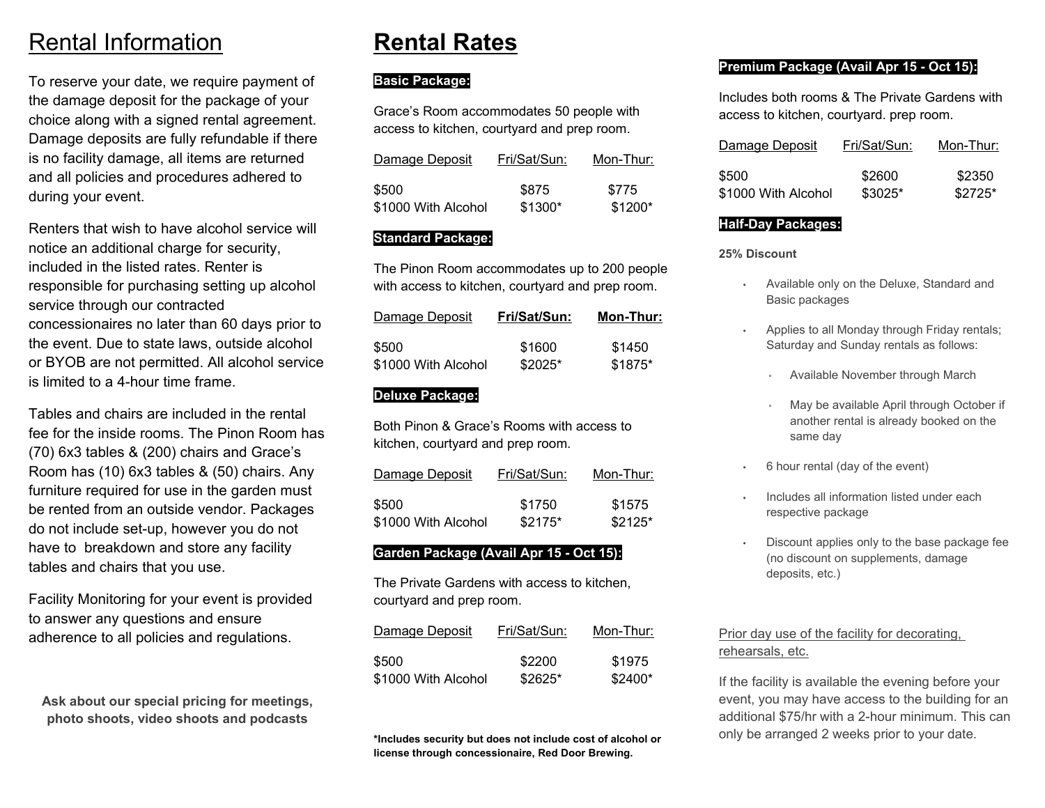# Rental Information

To reserve your date, we require payment of the damage deposit for the package of your choice along with a signed rental agreement. Damage deposits are fully refundable if there is no facility damage, all items are returned and all policies and procedures adhered to during your event.

Renters that wish to have alcohol service will notice an additional charge for security, included in the listed rates. Renter is responsible for purchasing setting up alcohol service through our contracted concessionaires no later than 60 days prior to the event. Due to state laws, outside alcohol or BYOB are not permitted. All alcohol service is limited to a 4-hour time frame.

Tables and chairs are included in the rental fee for the inside rooms. The Pinon Room has (70) 6x3 tables & (200) chairs and Grace's Room has (10) 6x3 tables & (50) chairs. Any furniture required for use in the garden must be rented from an outside vendor. Packages do not include set-up, however you do not have to breakdown and store any facility tables and chairs that you use.

Facility Monitoring for your event is provided to answer any questions and ensure adherence to all policies and regulations.

**Ask about our special pricing for meetings, photo shoots, video shoots and podcasts**

# Rental Rates

### Basic Package:

Grace's Room accommodates 50 people with access to kitchen, courtyard and prep room.

| Damage Deposit | Fri/Sat/Sun: | Mon-Thur: |
|---|---|---|
| $500 | $875 | $775 |
| $1000 With Alcohol | $1300* | $1200* |

### Standard Package:

The Pinon Room accommodates up to 200 people with access to kitchen, courtyard and prep room.

| Damage Deposit | **Fri/Sat/Sun:** | **Mon-Thur:** |
|---|---|---|
| $500 | $1600 | $1450 |
| $1000 With Alcohol | $2025* | $1875* |

### Deluxe Package:

Both Pinon & Grace's Rooms with access to kitchen, courtyard and prep room.

| Damage Deposit | Fri/Sat/Sun: | Mon-Thur: |
|---|---|---|
| $500 | $1750 | $1575 |
| $1000 With Alcohol | $2175* | $2125* |

### Garden Package (Avail Apr 15 - Oct 15):

The Private Gardens with access to kitchen, courtyard and prep room.

| Damage Deposit | Fri/Sat/Sun: | Mon-Thur: |
|---|---|---|
| $500 | $2200 | $1975 |
| $1000 With Alcohol | $2625* | $2400* |

**\*Includes security but does not include cost of alcohol or license through concessionaire, Red Door Brewing.**

### Premium Package (Avail Apr 15 - Oct 15):

Includes both rooms & The Private Gardens with access to kitchen, courtyard. prep room.

| Damage Deposit | Fri/Sat/Sun: | Mon-Thur: |
|---|---|---|
| $500 | $2600 | $2350 |
| $1000 With Alcohol | $3025* | $2725* |

### Half-Day Packages:

**25% Discount**

- Available only on the Deluxe, Standard and Basic packages
- Applies to all Monday through Friday rentals; Saturday and Sunday rentals as follows:
  - Available November through March
  - May be available April through October if another rental is already booked on the same day
- 6 hour rental (day of the event)
- Includes all information listed under each respective package
- Discount applies only to the base package fee (no discount on supplements, damage deposits, etc.)

Prior day use of the facility for decorating, rehearsals, etc.

If the facility is available the evening before your event, you may have access to the building for an additional $75/hr with a 2-hour minimum. This can only be arranged 2 weeks prior to your date.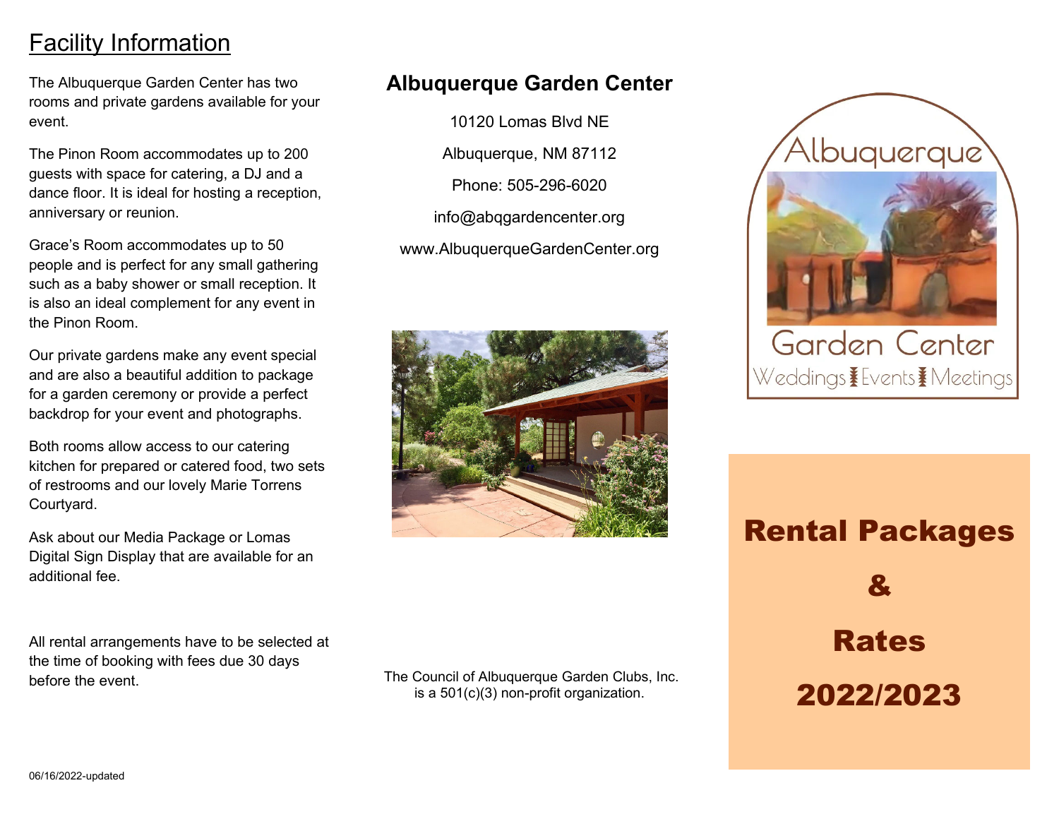## Facility Information

The Albuquerque Garden Center has two rooms and private gardens available for your event.

The Pinon Room accommodates up to 200 guests with space for catering, a DJ and a dance floor. It is ideal for hosting a reception, anniversary or reunion.

Grace's Room accommodates up to 50 people and is perfect for any small gathering such as a baby shower or small reception. It is also an ideal complement for any event in the Pinon Room.

Our private gardens make any event special and are also a beautiful addition to package for a garden ceremony or provide a perfect backdrop for your event and photographs.

Both rooms allow access to our catering kitchen for prepared or catered food, two sets of restrooms and our lovely Marie Torrens Courtyard.

Ask about our Media Package or Lomas Digital Sign Display that are available for an additional fee.

All rental arrangements have to be selected at the time of booking with fees due 30 days before the event.

06/16/2022-updated

## Albuquerque Garden Center

10120 Lomas Blvd NE

Albuquerque, NM 87112

Phone: 505-296-6020

info@abqgardencenter.org

www.AlbuquerqueGardenCenter.org

The Council of Albuquerque Garden Clubs, Inc. is a 501(c)(3) non-profit organization.

Albuquerque Garden Center

Weddings Events Meetings

# Rental Packages

# &

# Rates

# 2022/2023